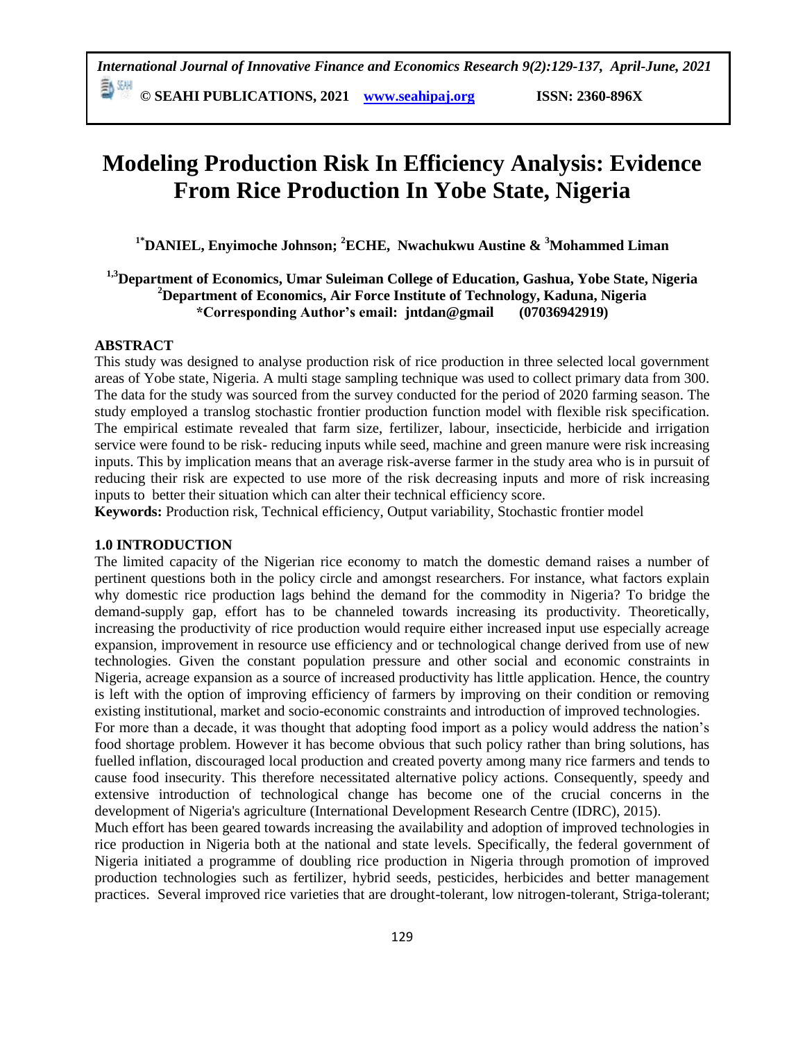# Modeling Production Risk In Efficiency Analysis: Evidence From Rice Production In Yobe State, Nigeria

**[1*]DANIEL, Enyimoche Johnson; [2]ECHE, Nwachukwu Austine & [3]Mohammed Liman**

**[1,3]Department of Economics, Umar Suleiman College of Education, Gashua, Yobe State, Nigeria**
**[2]Department of Economics, Air Force Institute of Technology, Kaduna, Nigeria**
***Corresponding Author's email: jntdan@gmail (07036942919)**

## ABSTRACT

This study was designed to analyse production risk of rice production in three selected local government areas of Yobe state, Nigeria. A multi stage sampling technique was used to collect primary data from 300. The data for the study was sourced from the survey conducted for the period of 2020 farming season. The study employed a translog stochastic frontier production function model with flexible risk specification. The empirical estimate revealed that farm size, fertilizer, labour, insecticide, herbicide and irrigation service were found to be risk- reducing inputs while seed, machine and green manure were risk increasing inputs. This by implication means that an average risk-averse farmer in the study area who is in pursuit of reducing their risk are expected to use more of the risk decreasing inputs and more of risk increasing inputs to better their situation which can alter their technical efficiency score.

**Keywords:** Production risk, Technical efficiency, Output variability, Stochastic frontier model

## 1.0 INTRODUCTION

The limited capacity of the Nigerian rice economy to match the domestic demand raises a number of pertinent questions both in the policy circle and amongst researchers. For instance, what factors explain why domestic rice production lags behind the demand for the commodity in Nigeria? To bridge the demand-supply gap, effort has to be channeled towards increasing its productivity. Theoretically, increasing the productivity of rice production would require either increased input use especially acreage expansion, improvement in resource use efficiency and or technological change derived from use of new technologies. Given the constant population pressure and other social and economic constraints in Nigeria, acreage expansion as a source of increased productivity has little application. Hence, the country is left with the option of improving efficiency of farmers by improving on their condition or removing existing institutional, market and socio-economic constraints and introduction of improved technologies.

For more than a decade, it was thought that adopting food import as a policy would address the nation's food shortage problem. However it has become obvious that such policy rather than bring solutions, has fuelled inflation, discouraged local production and created poverty among many rice farmers and tends to cause food insecurity. This therefore necessitated alternative policy actions. Consequently, speedy and extensive introduction of technological change has become one of the crucial concerns in the development of Nigeria's agriculture (International Development Research Centre (IDRC), 2015).

Much effort has been geared towards increasing the availability and adoption of improved technologies in rice production in Nigeria both at the national and state levels. Specifically, the federal government of Nigeria initiated a programme of doubling rice production in Nigeria through promotion of improved production technologies such as fertilizer, hybrid seeds, pesticides, herbicides and better management practices. Several improved rice varieties that are drought-tolerant, low nitrogen-tolerant, Striga-tolerant;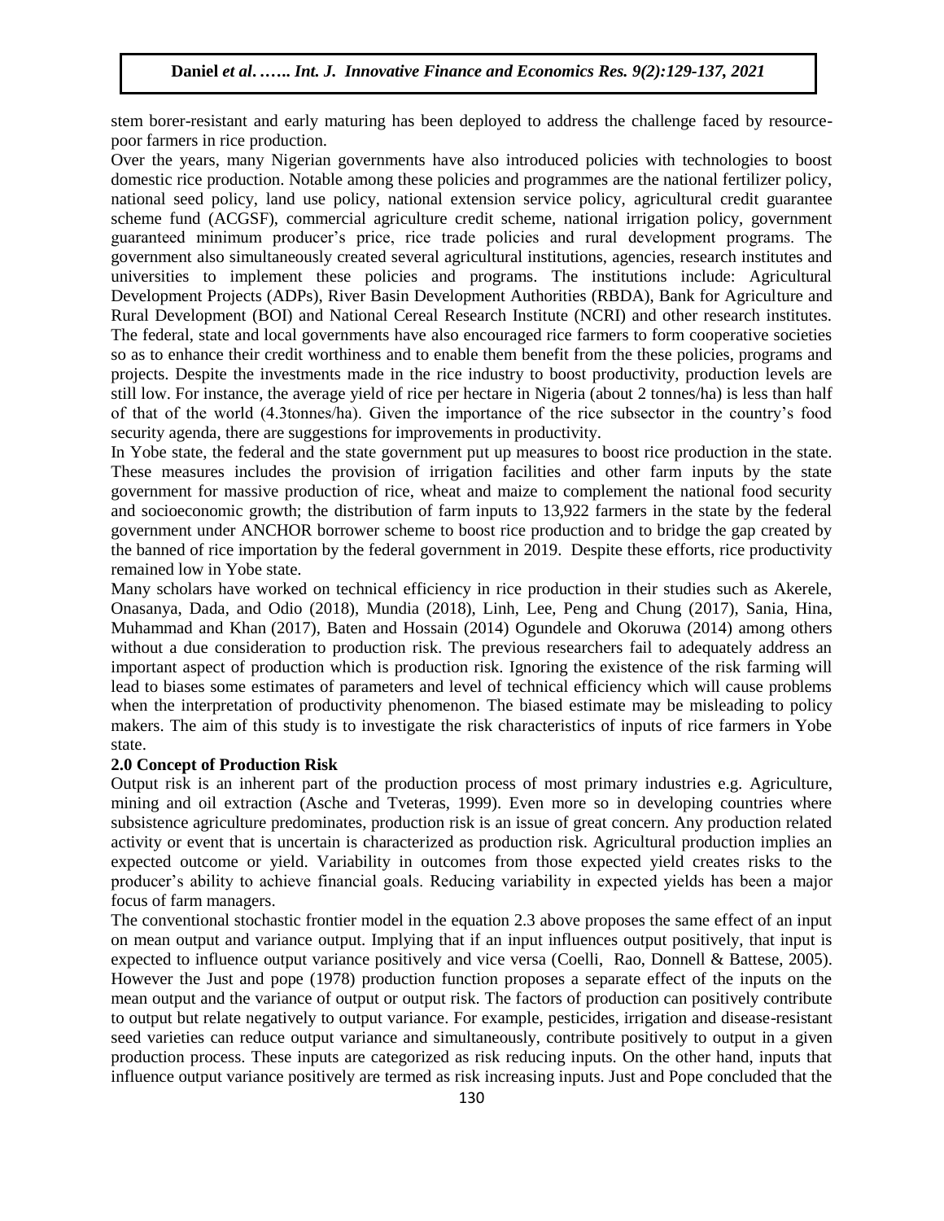stem borer-resistant and early maturing has been deployed to address the challenge faced by resource-poor farmers in rice production.

Over the years, many Nigerian governments have also introduced policies with technologies to boost domestic rice production. Notable among these policies and programmes are the national fertilizer policy, national seed policy, land use policy, national extension service policy, agricultural credit guarantee scheme fund (ACGSF), commercial agriculture credit scheme, national irrigation policy, government guaranteed minimum producer's price, rice trade policies and rural development programs. The government also simultaneously created several agricultural institutions, agencies, research institutes and universities to implement these policies and programs. The institutions include: Agricultural Development Projects (ADPs), River Basin Development Authorities (RBDA), Bank for Agriculture and Rural Development (BOI) and National Cereal Research Institute (NCRI) and other research institutes. The federal, state and local governments have also encouraged rice farmers to form cooperative societies so as to enhance their credit worthiness and to enable them benefit from the these policies, programs and projects. Despite the investments made in the rice industry to boost productivity, production levels are still low. For instance, the average yield of rice per hectare in Nigeria (about 2 tonnes/ha) is less than half of that of the world (4.3tonnes/ha). Given the importance of the rice subsector in the country's food security agenda, there are suggestions for improvements in productivity.

In Yobe state, the federal and the state government put up measures to boost rice production in the state. These measures includes the provision of irrigation facilities and other farm inputs by the state government for massive production of rice, wheat and maize to complement the national food security and socioeconomic growth; the distribution of farm inputs to 13,922 farmers in the state by the federal government under ANCHOR borrower scheme to boost rice production and to bridge the gap created by the banned of rice importation by the federal government in 2019. Despite these efforts, rice productivity remained low in Yobe state.

Many scholars have worked on technical efficiency in rice production in their studies such as Akerele, Onasanya, Dada, and Odio (2018), Mundia (2018), Linh, Lee, Peng and Chung (2017), Sania, Hina, Muhammad and Khan (2017), Baten and Hossain (2014) Ogundele and Okoruwa (2014) among others without a due consideration to production risk. The previous researchers fail to adequately address an important aspect of production which is production risk. Ignoring the existence of the risk farming will lead to biases some estimates of parameters and level of technical efficiency which will cause problems when the interpretation of productivity phenomenon. The biased estimate may be misleading to policy makers. The aim of this study is to investigate the risk characteristics of inputs of rice farmers in Yobe state.

## 2.0 Concept of Production Risk

Output risk is an inherent part of the production process of most primary industries e.g. Agriculture, mining and oil extraction (Asche and Tveteras, 1999). Even more so in developing countries where subsistence agriculture predominates, production risk is an issue of great concern. Any production related activity or event that is uncertain is characterized as production risk. Agricultural production implies an expected outcome or yield. Variability in outcomes from those expected yield creates risks to the producer's ability to achieve financial goals. Reducing variability in expected yields has been a major focus of farm managers.

The conventional stochastic frontier model in the equation 2.3 above proposes the same effect of an input on mean output and variance output. Implying that if an input influences output positively, that input is expected to influence output variance positively and vice versa (Coelli, Rao, Donnell & Battese, 2005). However the Just and pope (1978) production function proposes a separate effect of the inputs on the mean output and the variance of output or output risk. The factors of production can positively contribute to output but relate negatively to output variance. For example, pesticides, irrigation and disease-resistant seed varieties can reduce output variance and simultaneously, contribute positively to output in a given production process. These inputs are categorized as risk reducing inputs. On the other hand, inputs that influence output variance positively are termed as risk increasing inputs. Just and Pope concluded that the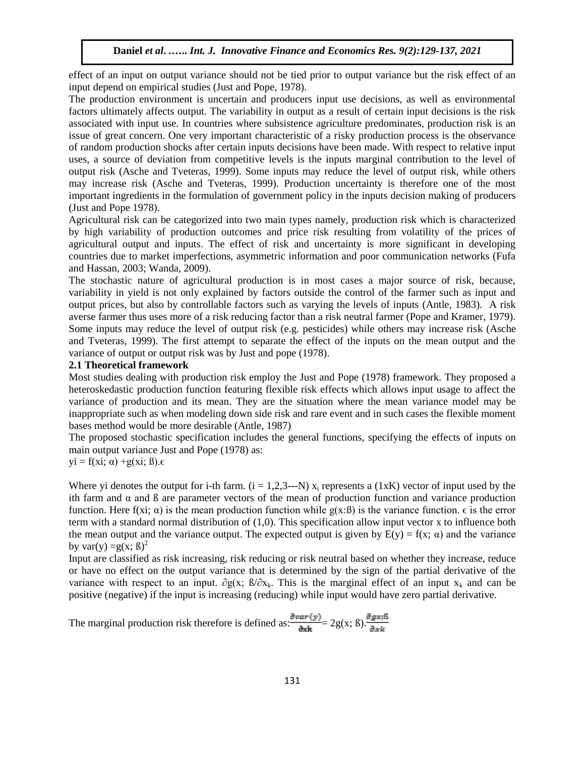effect of an input on output variance should not be tied prior to output variance but the risk effect of an input depend on empirical studies (Just and Pope, 1978).

The production environment is uncertain and producers input use decisions, as well as environmental factors ultimately affects output. The variability in output as a result of certain input decisions is the risk associated with input use. In countries where subsistence agriculture predominates, production risk is an issue of great concern. One very important characteristic of a risky production process is the observance of random production shocks after certain inputs decisions have been made. With respect to relative input uses, a source of deviation from competitive levels is the inputs marginal contribution to the level of output risk (Asche and Tveteras, 1999). Some inputs may reduce the level of output risk, while others may increase risk (Asche and Tveteras, 1999). Production uncertainty is therefore one of the most important ingredients in the formulation of government policy in the inputs decision making of producers (Just and Pope 1978).

Agricultural risk can be categorized into two main types namely, production risk which is characterized by high variability of production outcomes and price risk resulting from volatility of the prices of agricultural output and inputs. The effect of risk and uncertainty is more significant in developing countries due to market imperfections, asymmetric information and poor communication networks (Fufa and Hassan, 2003; Wanda, 2009).

The stochastic nature of agricultural production is in most cases a major source of risk, because, variability in yield is not only explained by factors outside the control of the farmer such as input and output prices, but also by controllable factors such as varying the levels of inputs (Antle, 1983). A risk averse farmer thus uses more of a risk reducing factor than a risk neutral farmer (Pope and Kramer, 1979). Some inputs may reduce the level of output risk (e.g. pesticides) while others may increase risk (Asche and Tveteras, 1999). The first attempt to separate the effect of the inputs on the mean output and the variance of output or output risk was by Just and pope (1978).

**2.1 Theoretical framework**

Most studies dealing with production risk employ the Just and Pope (1978) framework. They proposed a heteroskedastic production function featuring flexible risk effects which allows input usage to affect the variance of production and its mean. They are the situation where the mean variance model may be inappropriate such as when modeling down side risk and rare event and in such cases the flexible moment bases method would be more desirable (Antle, 1987)

The proposed stochastic specification includes the general functions, specifying the effects of inputs on main output variance Just and Pope (1978) as:

$$y_i = f(x_i; \alpha) + g(x_i; ß).\epsilon$$

Where yi denotes the output for i-th farm. ($i = 1,2,3---N$) $x_i$ represents a (1xK) vector of input used by the ith farm and $\alpha$ and ß are parameter vectors of the mean of production function and variance production function. Here $f(x_i; \alpha)$ is the mean production function while $g(x:ß)$ is the variance function. $\epsilon$ is the error term with a standard normal distribution of (1,0). This specification allow input vector x to influence both the mean output and the variance output. The expected output is given by $E(y) = f(x; \alpha)$ and the variance by $var(y) = g(x; ß)^2$

Input are classified as risk increasing, risk reducing or risk neutral based on whether they increase, reduce or have no effect on the output variance that is determined by the sign of the partial derivative of the variance with respect to an input. $\partial g(x; ß/\partial x_k$. This is the marginal effect of an input $x_k$ and can be positive (negative) if the input is increasing (reducing) while input would have zero partial derivative.

The marginal production risk therefore is defined as: $\frac{\partial var(y)}{\partial xk} = 2g(x; ß).\frac{\partial gx;ß}{\partial xk}$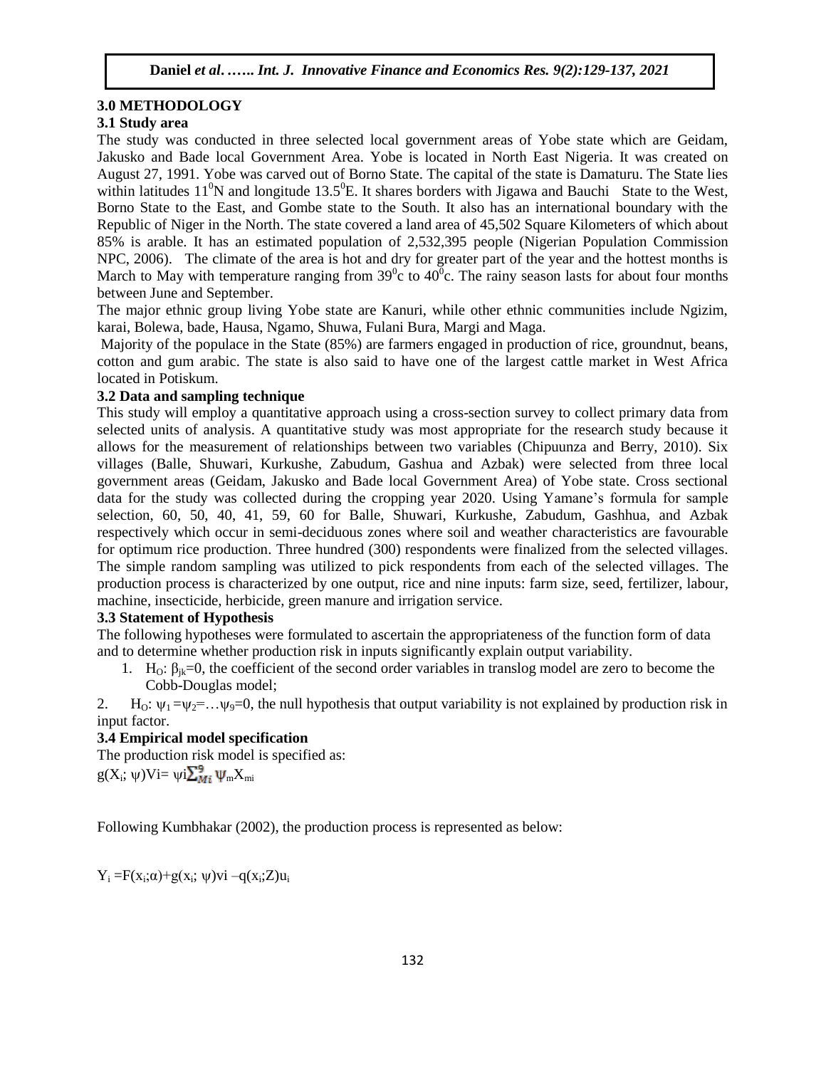## 3.0 METHODOLOGY

### 3.1 Study area

The study was conducted in three selected local government areas of Yobe state which are Geidam, Jakusko and Bade local Government Area. Yobe is located in North East Nigeria. It was created on August 27, 1991. Yobe was carved out of Borno State. The capital of the state is Damaturu. The State lies within latitudes $11^0$N and longitude $13.5^0$E. It shares borders with Jigawa and Bauchi State to the West, Borno State to the East, and Gombe state to the South. It also has an international boundary with the Republic of Niger in the North. The state covered a land area of 45,502 Square Kilometers of which about 85% is arable. It has an estimated population of 2,532,395 people (Nigerian Population Commission NPC, 2006). The climate of the area is hot and dry for greater part of the year and the hottest months is March to May with temperature ranging from $39^0$c to $40^0$c. The rainy season lasts for about four months between June and September.

The major ethnic group living Yobe state are Kanuri, while other ethnic communities include Ngizim, karai, Bolewa, bade, Hausa, Ngamo, Shuwa, Fulani Bura, Margi and Maga.

Majority of the populace in the State (85%) are farmers engaged in production of rice, groundnut, beans, cotton and gum arabic. The state is also said to have one of the largest cattle market in West Africa located in Potiskum.

### 3.2 Data and sampling technique

This study will employ a quantitative approach using a cross-section survey to collect primary data from selected units of analysis. A quantitative study was most appropriate for the research study because it allows for the measurement of relationships between two variables (Chipuunza and Berry, 2010). Six villages (Balle, Shuwari, Kurkushe, Zabudum, Gashua and Azbak) were selected from three local government areas (Geidam, Jakusko and Bade local Government Area) of Yobe state. Cross sectional data for the study was collected during the cropping year 2020. Using Yamane's formula for sample selection, 60, 50, 40, 41, 59, 60 for Balle, Shuwari, Kurkushe, Zabudum, Gashhua, and Azbak respectively which occur in semi-deciduous zones where soil and weather characteristics are favourable for optimum rice production. Three hundred (300) respondents were finalized from the selected villages. The simple random sampling was utilized to pick respondents from each of the selected villages. The production process is characterized by one output, rice and nine inputs: farm size, seed, fertilizer, labour, machine, insecticide, herbicide, green manure and irrigation service.

### 3.3 Statement of Hypothesis

The following hypotheses were formulated to ascertain the appropriateness of the function form of data and to determine whether production risk in inputs significantly explain output variability.

1. $H_O$: $\beta_{jk}=0$, the coefficient of the second order variables in translog model are zero to become the Cobb-Douglas model;
2. $H_O$: $\psi_1=\psi_2=\ldots\psi_9=0$, the null hypothesis that output variability is not explained by production risk in input factor.

### 3.4 Empirical model specification

The production risk model is specified as:

$$g(X_i;\, \psi)Vi = \psi i \sum_{Mi}^{9} \psi_m X_{mi}$$

Following Kumbhakar (2002), the production process is represented as below:

$$Y_i = F(x_i;\alpha) + g(x_i;\, \psi)vi - q(x_i;Z)u_i$$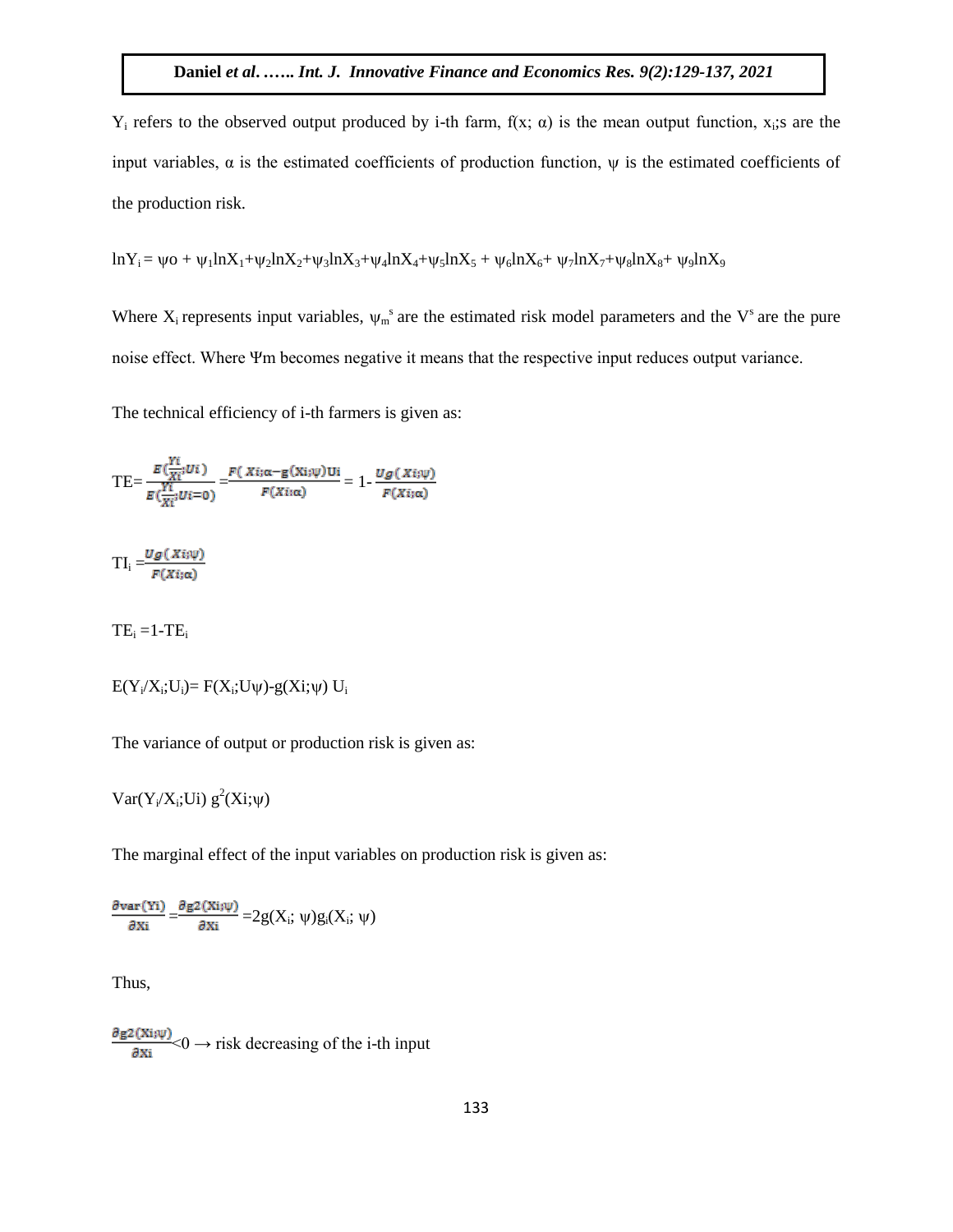$Y_i$ refers to the observed output produced by i-th farm, $f(x; \alpha)$ is the mean output function, $x_i$;s are the input variables, $\alpha$ is the estimated coefficients of production function, $\psi$ is the estimated coefficients of the production risk.

$$\ln Y_i = \psi o + \psi_1 \ln X_1 + \psi_2 \ln X_2 + \psi_3 \ln X_3 + \psi_4 \ln X_4 + \psi_5 \ln X_5 + \psi_6 \ln X_6 + \psi_7 \ln X_7 + \psi_8 \ln X_8 + \psi_9 \ln X_9$$

Where $X_i$ represents input variables, $\psi_m{}^s$ are the estimated risk model parameters and the $V^s$ are the pure noise effect. Where Ψm becomes negative it means that the respective input reduces output variance.

The technical efficiency of i-th farmers is given as:

$$TE = \frac{E(\frac{Yi}{Xi};Ui)}{E(\frac{Yi}{Xi};Ui=0)} = \frac{F(Xi;\alpha - g(Xi;\psi)Ui}{F(Xi;\alpha)} = 1 - \frac{Ug(Xi;\psi)}{F(Xi;\alpha)}$$

$$TI_i = \frac{Ug(Xi;\psi)}{F(Xi;\alpha)}$$

$$TE_i = 1 - TE_i$$

$$E(Y_i/X_i;U_i) = F(X_i;U\psi) - g(Xi;\psi)\ U_i$$

The variance of output or production risk is given as:

$$Var(Y_i/X_i;Ui)\ g^2(Xi;\psi)$$

The marginal effect of the input variables on production risk is given as:

$$\frac{\partial var(Yi)}{\partial Xi} = \frac{\partial g2(Xi;\psi)}{\partial Xi} = 2g(X_i;\ \psi)g_i(X_i;\ \psi)$$

Thus,

$$\frac{\partial g2(Xi;\psi)}{\partial Xi} < 0 \rightarrow \text{risk decreasing of the i-th input}$$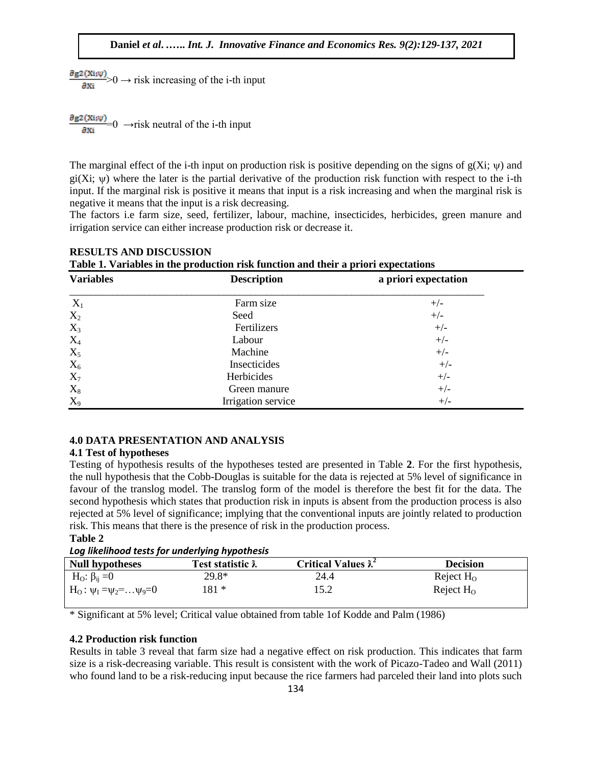$\frac{\partial g2(Xi;\psi)}{\partial Xi}>0 \rightarrow$ risk increasing of the i-th input

$\frac{\partial g2(Xi;\psi)}{\partial Xi}=0 \rightarrow$risk neutral of the i-th input

The marginal effect of the i-th input on production risk is positive depending on the signs of g(Xi; ψ) and gi(Xi; ψ) where the later is the partial derivative of the production risk function with respect to the i-th input. If the marginal risk is positive it means that input is a risk increasing and when the marginal risk is negative it means that the input is a risk decreasing.

The factors i.e farm size, seed, fertilizer, labour, machine, insecticides, herbicides, green manure and irrigation service can either increase production risk or decrease it.

## RESULTS AND DISCUSSION

**Table 1. Variables in the production risk function and their a priori expectations**

| Variables | Description | a priori expectation |
|---|---|---|
| $X_1$ | Farm size | +/- |
| $X_2$ | Seed | +/- |
| $X_3$ | Fertilizers | +/- |
| $X_4$ | Labour | +/- |
| $X_5$ | Machine | +/- |
| $X_6$ | Insecticides | +/- |
| $X_7$ | Herbicides | +/- |
| $X_8$ | Green manure | +/- |
| $X_9$ | Irrigation service | +/- |

## 4.0 DATA PRESENTATION AND ANALYSIS

### 4.1 Test of hypotheses

Testing of hypothesis results of the hypotheses tested are presented in Table **2**. For the first hypothesis, the null hypothesis that the Cobb-Douglas is suitable for the data is rejected at 5% level of significance in favour of the translog model. The translog form of the model is therefore the best fit for the data. The second hypothesis which states that production risk in inputs is absent from the production process is also rejected at 5% level of significance; implying that the conventional inputs are jointly related to production risk. This means that there is the presence of risk in the production process.

**Table 2**

***Log likelihood tests for underlying hypothesis***

| Null hypotheses | Test statistic λ | Critical Values $\lambda^2$ | Decision |
|---|---|---|---|
| $H_O: \beta_{ij}=0$ | 29.8* | 24.4 | Reject $H_O$ |
| $H_O: \psi_1=\psi_2=\ldots\psi_9=0$ | 181 * | 15.2 | Reject $H_O$ |

\* Significant at 5% level; Critical value obtained from table 1of Kodde and Palm (1986)

### 4.2 Production risk function

Results in table 3 reveal that farm size had a negative effect on risk production. This indicates that farm size is a risk-decreasing variable. This result is consistent with the work of Picazo-Tadeo and Wall (2011) who found land to be a risk-reducing input because the rice farmers had parceled their land into plots such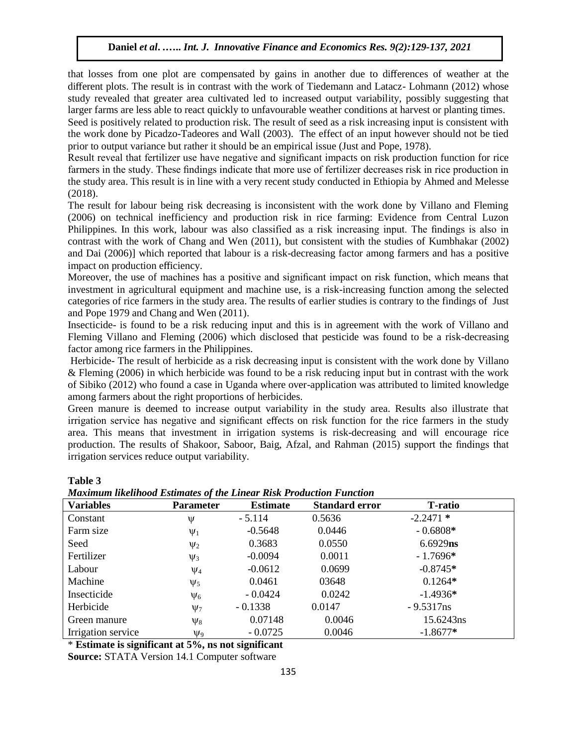that losses from one plot are compensated by gains in another due to differences of weather at the different plots. The result is in contrast with the work of Tiedemann and Latacz- Lohmann (2012) whose study revealed that greater area cultivated led to increased output variability, possibly suggesting that larger farms are less able to react quickly to unfavourable weather conditions at harvest or planting times.

Seed is positively related to production risk. The result of seed as a risk increasing input is consistent with the work done by Picadzo-Tadeores and Wall (2003). The effect of an input however should not be tied prior to output variance but rather it should be an empirical issue (Just and Pope, 1978).

Result reveal that fertilizer use have negative and significant impacts on risk production function for rice farmers in the study. These findings indicate that more use of fertilizer decreases risk in rice production in the study area. This result is in line with a very recent study conducted in Ethiopia by Ahmed and Melesse (2018).

The result for labour being risk decreasing is inconsistent with the work done by Villano and Fleming (2006) on technical inefficiency and production risk in rice farming: Evidence from Central Luzon Philippines. In this work, labour was also classified as a risk increasing input. The findings is also in contrast with the work of Chang and Wen (2011), but consistent with the studies of Kumbhakar (2002) and Dai (2006)] which reported that labour is a risk-decreasing factor among farmers and has a positive impact on production efficiency.

Moreover, the use of machines has a positive and significant impact on risk function, which means that investment in agricultural equipment and machine use, is a risk-increasing function among the selected categories of rice farmers in the study area. The results of earlier studies is contrary to the findings of Just and Pope 1979 and Chang and Wen (2011).

Insecticide- is found to be a risk reducing input and this is in agreement with the work of Villano and Fleming Villano and Fleming (2006) which disclosed that pesticide was found to be a risk-decreasing factor among rice farmers in the Philippines.

Herbicide- The result of herbicide as a risk decreasing input is consistent with the work done by Villano & Fleming (2006) in which herbicide was found to be a risk reducing input but in contrast with the work of Sibiko (2012) who found a case in Uganda where over-application was attributed to limited knowledge among farmers about the right proportions of herbicides.

Green manure is deemed to increase output variability in the study area. Results also illustrate that irrigation service has negative and significant effects on risk function for the rice farmers in the study area. This means that investment in irrigation systems is risk-decreasing and will encourage rice production. The results of Shakoor, Saboor, Baig, Afzal, and Rahman (2015) support the findings that irrigation services reduce output variability.

**Table 3**

***Maximum likelihood Estimates of the Linear Risk Production Function***

| Variables | Parameter | Estimate | Standard error | T-ratio |
|---|---|---|---|---|
| Constant | $\psi$ | - 5.114 | 0.5636 | -2.2471 * |
| Farm size | $\psi_1$ | -0.5648 | 0.0446 | - 0.6808* |
| Seed | $\psi_2$ | 0.3683 | 0.0550 | 6.6929**ns** |
| Fertilizer | $\psi_3$ | -0.0094 | 0.0011 | - 1.7696* |
| Labour | $\psi_4$ | -0.0612 | 0.0699 | -0.8745* |
| Machine | $\psi_5$ | 0.0461 | 03648 | 0.1264* |
| Insecticide | $\psi_6$ | - 0.0424 | 0.0242 | -1.4936* |
| Herbicide | $\psi_7$ | - 0.1338 | 0.0147 | - 9.5317ns |
| Green manure | $\psi_8$ | 0.07148 | 0.0046 | 15.6243ns |
| Irrigation service | $\psi_9$ | - 0.0725 | 0.0046 | -1.8677* |

\* **Estimate is significant at 5%, ns not significant**

**Source:** STATA Version 14.1 Computer software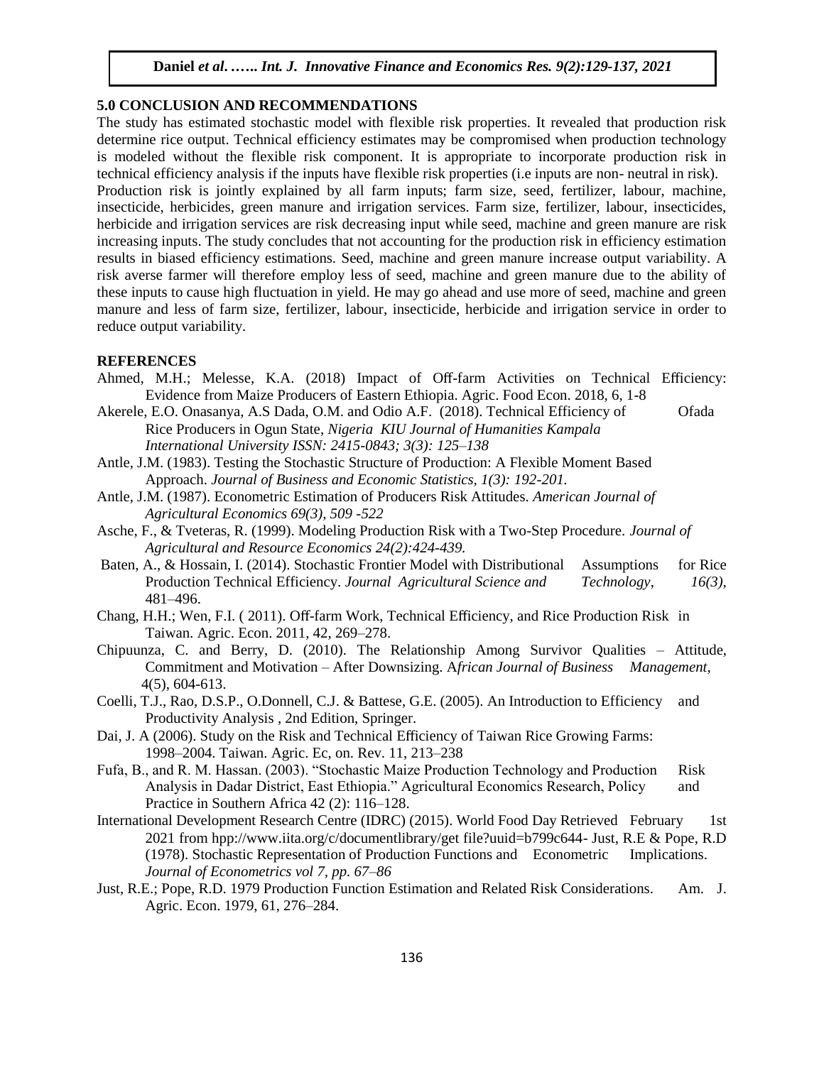## 5.0 CONCLUSION AND RECOMMENDATIONS

The study has estimated stochastic model with flexible risk properties. It revealed that production risk determine rice output. Technical efficiency estimates may be compromised when production technology is modeled without the flexible risk component. It is appropriate to incorporate production risk in technical efficiency analysis if the inputs have flexible risk properties (i.e inputs are non- neutral in risk). Production risk is jointly explained by all farm inputs; farm size, seed, fertilizer, labour, machine, insecticide, herbicides, green manure and irrigation services. Farm size, fertilizer, labour, insecticides, herbicide and irrigation services are risk decreasing input while seed, machine and green manure are risk increasing inputs. The study concludes that not accounting for the production risk in efficiency estimation results in biased efficiency estimations. Seed, machine and green manure increase output variability. A risk averse farmer will therefore employ less of seed, machine and green manure due to the ability of these inputs to cause high fluctuation in yield. He may go ahead and use more of seed, machine and green manure and less of farm size, fertilizer, labour, insecticide, herbicide and irrigation service in order to reduce output variability.

## REFERENCES

Ahmed, M.H.; Melesse, K.A. (2018) Impact of Off-farm Activities on Technical Efficiency: Evidence from Maize Producers of Eastern Ethiopia. Agric. Food Econ. 2018, 6, 1-8

Akerele, E.O. Onasanya, A.S Dada, O.M. and Odio A.F. (2018). Technical Efficiency of Ofada Rice Producers in Ogun State, *Nigeria KIU Journal of Humanities Kampala International University ISSN: 2415-0843; 3(3): 125–138*

Antle, J.M. (1983). Testing the Stochastic Structure of Production: A Flexible Moment Based Approach. *Journal of Business and Economic Statistics, 1(3): 192-201.*

Antle, J.M. (1987). Econometric Estimation of Producers Risk Attitudes. *American Journal of Agricultural Economics 69(3), 509 -522*

Asche, F., & Tveteras, R. (1999). Modeling Production Risk with a Two-Step Procedure. *Journal of Agricultural and Resource Economics 24(2):424-439.*

Baten, A., & Hossain, I. (2014). Stochastic Frontier Model with Distributional Assumptions for Rice Production Technical Efficiency. *Journal Agricultural Science and Technology, 16(3),* 481–496.

Chang, H.H.; Wen, F.I. ( 2011). Off-farm Work, Technical Efficiency, and Rice Production Risk in Taiwan. Agric. Econ. 2011, 42, 269–278.

Chipuunza, C. and Berry, D. (2010). The Relationship Among Survivor Qualities – Attitude, Commitment and Motivation – After Downsizing. A*frican Journal of Business Management,* 4(5), 604-613.

Coelli, T.J., Rao, D.S.P., O.Donnell, C.J. & Battese, G.E. (2005). An Introduction to Efficiency and Productivity Analysis , 2nd Edition, Springer.

Dai, J. A (2006). Study on the Risk and Technical Efficiency of Taiwan Rice Growing Farms: 1998–2004. Taiwan. Agric. Ec, on. Rev. 11, 213–238

Fufa, B., and R. M. Hassan. (2003). "Stochastic Maize Production Technology and Production Risk Analysis in Dadar District, East Ethiopia." Agricultural Economics Research, Policy and Practice in Southern Africa 42 (2): 116–128.

International Development Research Centre (IDRC) (2015). World Food Day Retrieved February 1st 2021 from hpp://www.iita.org/c/documentlibrary/get file?uuid=b799c644- Just, R.E & Pope, R.D (1978). Stochastic Representation of Production Functions and Econometric Implications. *Journal of Econometrics vol 7, pp. 67–86*

Just, R.E.; Pope, R.D. 1979 Production Function Estimation and Related Risk Considerations. Am. J. Agric. Econ. 1979, 61, 276–284.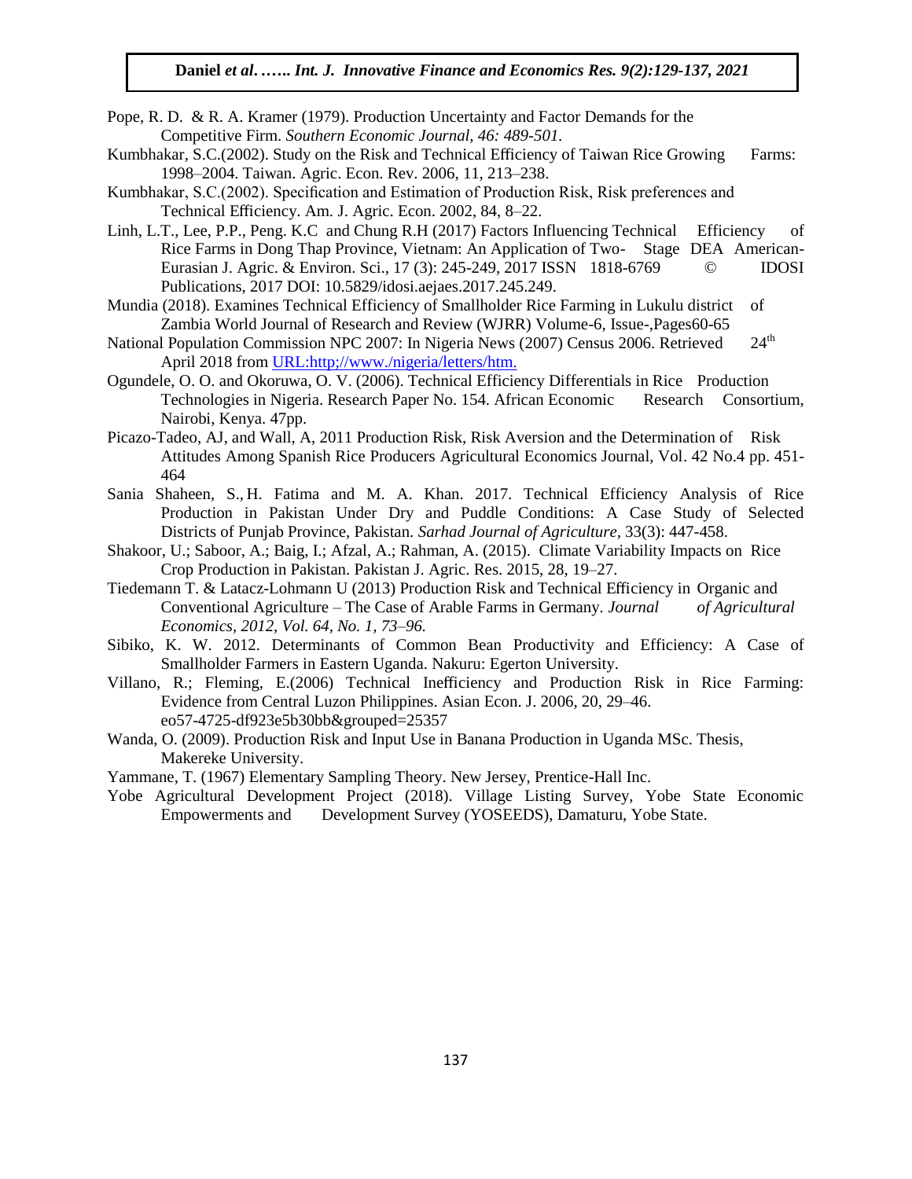Pope, R. D. & R. A. Kramer (1979). Production Uncertainty and Factor Demands for the Competitive Firm. *Southern Economic Journal, 46: 489-501.*

Kumbhakar, S.C.(2002). Study on the Risk and Technical Efficiency of Taiwan Rice Growing Farms: 1998–2004. Taiwan. Agric. Econ. Rev. 2006, 11, 213–238.

Kumbhakar, S.C.(2002). Specification and Estimation of Production Risk, Risk preferences and Technical Efficiency. Am. J. Agric. Econ. 2002, 84, 8–22.

Linh, L.T., Lee, P.P., Peng. K.C and Chung R.H (2017) Factors Influencing Technical Efficiency of Rice Farms in Dong Thap Province, Vietnam: An Application of Two- Stage DEA American-Eurasian J. Agric. & Environ. Sci., 17 (3): 245-249, 2017 ISSN 1818-6769 © IDOSI Publications, 2017 DOI: 10.5829/idosi.aejaes.2017.245.249.

Mundia (2018). Examines Technical Efficiency of Smallholder Rice Farming in Lukulu district of Zambia World Journal of Research and Review (WJRR) Volume-6, Issue-,Pages60-65

National Population Commission NPC 2007: In Nigeria News (2007) Census 2006. Retrieved 24th April 2018 from URL:http;//www./nigeria/letters/htm.

Ogundele, O. O. and Okoruwa, O. V. (2006). Technical Efficiency Differentials in Rice Production Technologies in Nigeria. Research Paper No. 154. African Economic Research Consortium, Nairobi, Kenya. 47pp.

Picazo-Tadeo, AJ, and Wall, A, 2011 Production Risk, Risk Aversion and the Determination of Risk Attitudes Among Spanish Rice Producers Agricultural Economics Journal, Vol. 42 No.4 pp. 451-464

Sania Shaheen, S., H. Fatima and M. A. Khan. 2017. Technical Efficiency Analysis of Rice Production in Pakistan Under Dry and Puddle Conditions: A Case Study of Selected Districts of Punjab Province, Pakistan. *Sarhad Journal of Agriculture*, 33(3): 447-458.

Shakoor, U.; Saboor, A.; Baig, I.; Afzal, A.; Rahman, A. (2015). Climate Variability Impacts on Rice Crop Production in Pakistan. Pakistan J. Agric. Res. 2015, 28, 19–27.

Tiedemann T. & Latacz-Lohmann U (2013) Production Risk and Technical Efficiency in Organic and Conventional Agriculture – The Case of Arable Farms in Germany. *Journal of Agricultural Economics, 2012, Vol. 64, No. 1, 73–96.*

Sibiko, K. W. 2012. Determinants of Common Bean Productivity and Efficiency: A Case of Smallholder Farmers in Eastern Uganda. Nakuru: Egerton University.

Villano, R.; Fleming, E.(2006) Technical Inefficiency and Production Risk in Rice Farming: Evidence from Central Luzon Philippines. Asian Econ. J. 2006, 20, 29–46. eo57-4725-df923e5b30bb&grouped=25357

Wanda, O. (2009). Production Risk and Input Use in Banana Production in Uganda MSc. Thesis, Makereke University.

Yammane, T. (1967) Elementary Sampling Theory. New Jersey, Prentice-Hall Inc.

Yobe Agricultural Development Project (2018). Village Listing Survey, Yobe State Economic Empowerments and Development Survey (YOSEEDS), Damaturu, Yobe State.